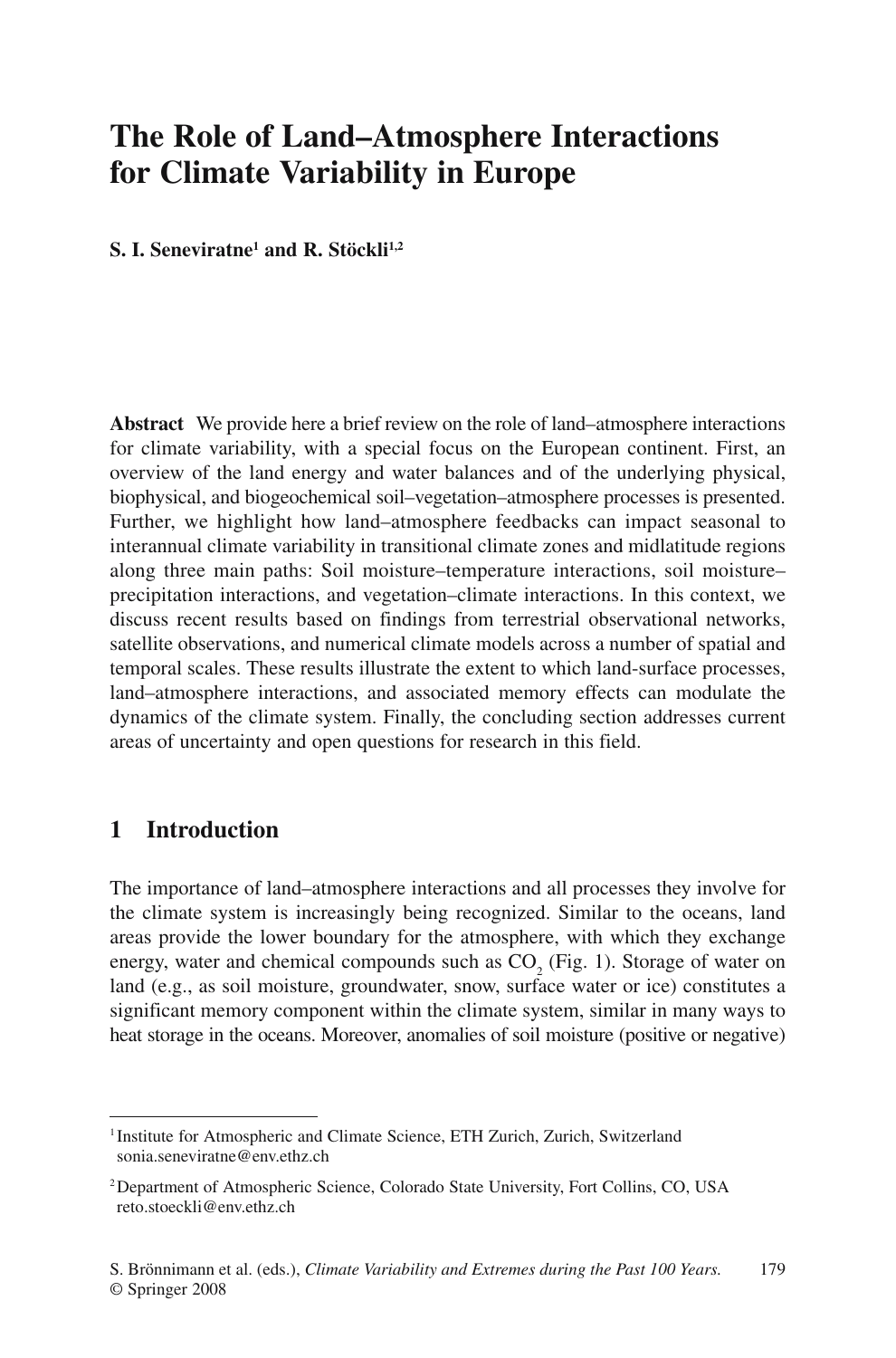# The Role of Land–Atmosphere Interactions for Climate Variability in Europe

**S. I. Seneviratne[1] and R. Stöckli[1,2]**

**Abstract** We provide here a brief review on the role of land–atmosphere interactions for climate variability, with a special focus on the European continent. First, an overview of the land energy and water balances and of the underlying physical, biophysical, and biogeochemical soil–vegetation–atmosphere processes is presented. Further, we highlight how land–atmosphere feedbacks can impact seasonal to interannual climate variability in transitional climate zones and midlatitude regions along three main paths: Soil moisture–temperature interactions, soil moisture–precipitation interactions, and vegetation–climate interactions. In this context, we discuss recent results based on findings from terrestrial observational networks, satellite observations, and numerical climate models across a number of spatial and temporal scales. These results illustrate the extent to which land-surface processes, land–atmosphere interactions, and associated memory effects can modulate the dynamics of the climate system. Finally, the concluding section addresses current areas of uncertainty and open questions for research in this field.

## 1 Introduction

The importance of land–atmosphere interactions and all processes they involve for the climate system is increasingly being recognized. Similar to the oceans, land areas provide the lower boundary for the atmosphere, with which they exchange energy, water and chemical compounds such as $CO_2$ (Fig. 1). Storage of water on land (e.g., as soil moisture, groundwater, snow, surface water or ice) constitutes a significant memory component within the climate system, similar in many ways to heat storage in the oceans. Moreover, anomalies of soil moisture (positive or negative)

---

[1] Institute for Atmospheric and Climate Science, ETH Zurich, Zurich, Switzerland
sonia.seneviratne@env.ethz.ch

[2] Department of Atmospheric Science, Colorado State University, Fort Collins, CO, USA
reto.stoeckli@env.ethz.ch

S. Brönnimann et al. (eds.), *Climate Variability and Extremes during the Past 100 Years.*
© Springer 2008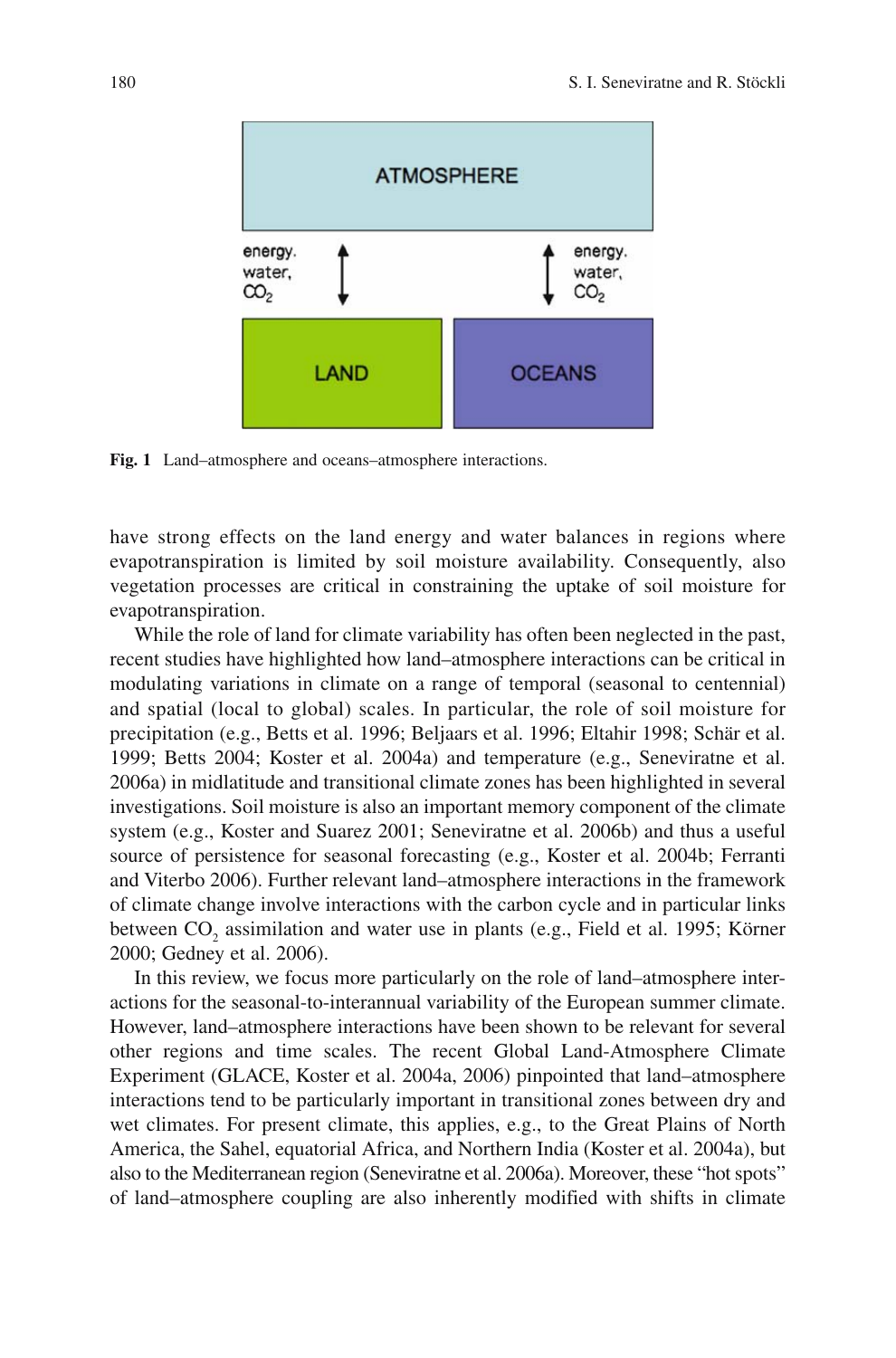**Fig. 1** Land–atmosphere and oceans–atmosphere interactions.

have strong effects on the land energy and water balances in regions where evapotranspiration is limited by soil moisture availability. Consequently, also vegetation processes are critical in constraining the uptake of soil moisture for evapotranspiration.

While the role of land for climate variability has often been neglected in the past, recent studies have highlighted how land–atmosphere interactions can be critical in modulating variations in climate on a range of temporal (seasonal to centennial) and spatial (local to global) scales. In particular, the role of soil moisture for precipitation (e.g., Betts et al. 1996; Beljaars et al. 1996; Eltahir 1998; Schär et al. 1999; Betts 2004; Koster et al. 2004a) and temperature (e.g., Seneviratne et al. 2006a) in midlatitude and transitional climate zones has been highlighted in several investigations. Soil moisture is also an important memory component of the climate system (e.g., Koster and Suarez 2001; Seneviratne et al. 2006b) and thus a useful source of persistence for seasonal forecasting (e.g., Koster et al. 2004b; Ferranti and Viterbo 2006). Further relevant land–atmosphere interactions in the framework of climate change involve interactions with the carbon cycle and in particular links between $CO_2$ assimilation and water use in plants (e.g., Field et al. 1995; Körner 2000; Gedney et al. 2006).

In this review, we focus more particularly on the role of land–atmosphere interactions for the seasonal-to-interannual variability of the European summer climate. However, land–atmosphere interactions have been shown to be relevant for several other regions and time scales. The recent Global Land-Atmosphere Climate Experiment (GLACE, Koster et al. 2004a, 2006) pinpointed that land–atmosphere interactions tend to be particularly important in transitional zones between dry and wet climates. For present climate, this applies, e.g., to the Great Plains of North America, the Sahel, equatorial Africa, and Northern India (Koster et al. 2004a), but also to the Mediterranean region (Seneviratne et al. 2006a). Moreover, these "hot spots" of land–atmosphere coupling are also inherently modified with shifts in climate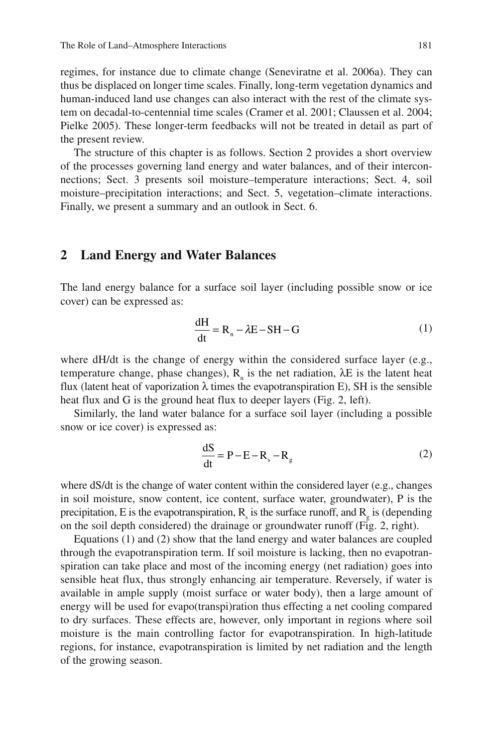regimes, for instance due to climate change (Seneviratne et al. 2006a). They can thus be displaced on longer time scales. Finally, long-term vegetation dynamics and human-induced land use changes can also interact with the rest of the climate system on decadal-to-centennial time scales (Cramer et al. 2001; Claussen et al. 2004; Pielke 2005). These longer-term feedbacks will not be treated in detail as part of the present review.

The structure of this chapter is as follows. Section 2 provides a short overview of the processes governing land energy and water balances, and of their interconnections; Sect. 3 presents soil moisture–temperature interactions; Sect. 4, soil moisture–precipitation interactions; and Sect. 5, vegetation–climate interactions. Finally, we present a summary and an outlook in Sect. 6.

## 2 Land Energy and Water Balances

The land energy balance for a surface soil layer (including possible snow or ice cover) can be expressed as:

$$\frac{dH}{dt} = R_n - \lambda E - SH - G \tag{1}$$

where dH/dt is the change of energy within the considered surface layer (e.g., temperature change, phase changes), $R_n$ is the net radiation, $\lambda E$ is the latent heat flux (latent heat of vaporization $\lambda$ times the evapotranspiration E), SH is the sensible heat flux and G is the ground heat flux to deeper layers (Fig. 2, left).

Similarly, the land water balance for a surface soil layer (including a possible snow or ice cover) is expressed as:

$$\frac{dS}{dt} = P - E - R_s - R_g \tag{2}$$

where dS/dt is the change of water content within the considered layer (e.g., changes in soil moisture, snow content, ice content, surface water, groundwater), P is the precipitation, E is the evapotranspiration, $R_s$ is the surface runoff, and $R_g$ is (depending on the soil depth considered) the drainage or groundwater runoff (Fig. 2, right).

Equations (1) and (2) show that the land energy and water balances are coupled through the evapotranspiration term. If soil moisture is lacking, then no evapotranspiration can take place and most of the incoming energy (net radiation) goes into sensible heat flux, thus strongly enhancing air temperature. Reversely, if water is available in ample supply (moist surface or water body), then a large amount of energy will be used for evapo(transpi)ration thus effecting a net cooling compared to dry surfaces. These effects are, however, only important in regions where soil moisture is the main controlling factor for evapotranspiration. In high-latitude regions, for instance, evapotranspiration is limited by net radiation and the length of the growing season.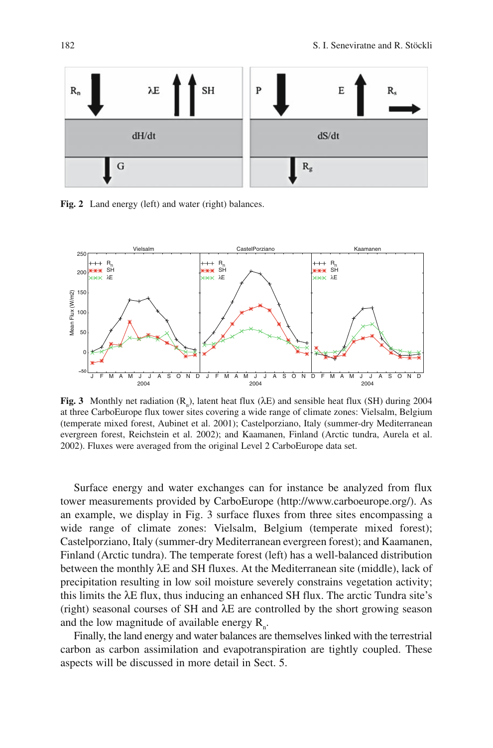**Fig. 2** Land energy (left) and water (right) balances.

**Fig. 3** Monthly net radiation ($R_n$), latent heat flux ($\lambda E$) and sensible heat flux (SH) during 2004 at three CarboEurope flux tower sites covering a wide range of climate zones: Vielsalm, Belgium (temperate mixed forest, Aubinet et al. 2001); Castelporziano, Italy (summer-dry Mediterranean evergreen forest, Reichstein et al. 2002); and Kaamanen, Finland (Arctic tundra, Aurela et al. 2002). Fluxes were averaged from the original Level 2 CarboEurope data set.

Surface energy and water exchanges can for instance be analyzed from flux tower measurements provided by CarboEurope (http://www.carboeurope.org/). As an example, we display in Fig. 3 surface fluxes from three sites encompassing a wide range of climate zones: Vielsalm, Belgium (temperate mixed forest); Castelporziano, Italy (summer-dry Mediterranean evergreen forest); and Kaamanen, Finland (Arctic tundra). The temperate forest (left) has a well-balanced distribution between the monthly $\lambda E$ and SH fluxes. At the Mediterranean site (middle), lack of precipitation resulting in low soil moisture severely constrains vegetation activity; this limits the $\lambda E$ flux, thus inducing an enhanced SH flux. The arctic Tundra site's (right) seasonal courses of SH and $\lambda E$ are controlled by the short growing season and the low magnitude of available energy $R_n$.

Finally, the land energy and water balances are themselves linked with the terrestrial carbon as carbon assimilation and evapotranspiration are tightly coupled. These aspects will be discussed in more detail in Sect. 5.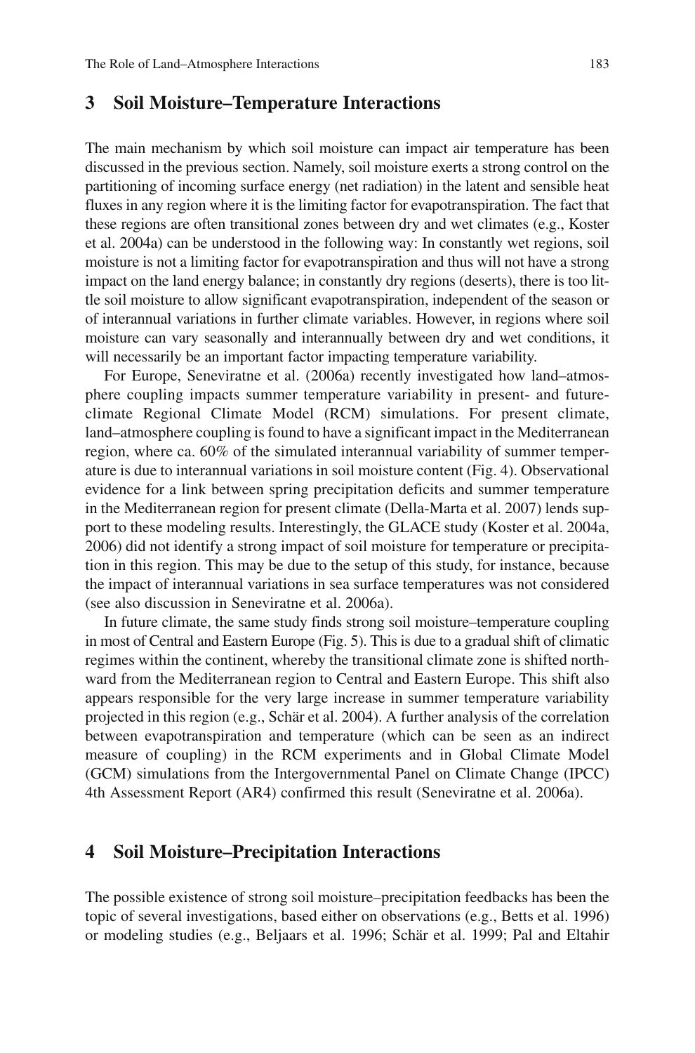## 3 Soil Moisture–Temperature Interactions

The main mechanism by which soil moisture can impact air temperature has been discussed in the previous section. Namely, soil moisture exerts a strong control on the partitioning of incoming surface energy (net radiation) in the latent and sensible heat fluxes in any region where it is the limiting factor for evapotranspiration. The fact that these regions are often transitional zones between dry and wet climates (e.g., Koster et al. 2004a) can be understood in the following way: In constantly wet regions, soil moisture is not a limiting factor for evapotranspiration and thus will not have a strong impact on the land energy balance; in constantly dry regions (deserts), there is too little soil moisture to allow significant evapotranspiration, independent of the season or of interannual variations in further climate variables. However, in regions where soil moisture can vary seasonally and interannually between dry and wet conditions, it will necessarily be an important factor impacting temperature variability.

For Europe, Seneviratne et al. (2006a) recently investigated how land–atmosphere coupling impacts summer temperature variability in present- and future-climate Regional Climate Model (RCM) simulations. For present climate, land–atmosphere coupling is found to have a significant impact in the Mediterranean region, where ca. 60% of the simulated interannual variability of summer temperature is due to interannual variations in soil moisture content (Fig. 4). Observational evidence for a link between spring precipitation deficits and summer temperature in the Mediterranean region for present climate (Della-Marta et al. 2007) lends support to these modeling results. Interestingly, the GLACE study (Koster et al. 2004a, 2006) did not identify a strong impact of soil moisture for temperature or precipitation in this region. This may be due to the setup of this study, for instance, because the impact of interannual variations in sea surface temperatures was not considered (see also discussion in Seneviratne et al. 2006a).

In future climate, the same study finds strong soil moisture–temperature coupling in most of Central and Eastern Europe (Fig. 5). This is due to a gradual shift of climatic regimes within the continent, whereby the transitional climate zone is shifted northward from the Mediterranean region to Central and Eastern Europe. This shift also appears responsible for the very large increase in summer temperature variability projected in this region (e.g., Schär et al. 2004). A further analysis of the correlation between evapotranspiration and temperature (which can be seen as an indirect measure of coupling) in the RCM experiments and in Global Climate Model (GCM) simulations from the Intergovernmental Panel on Climate Change (IPCC) 4th Assessment Report (AR4) confirmed this result (Seneviratne et al. 2006a).

## 4 Soil Moisture–Precipitation Interactions

The possible existence of strong soil moisture–precipitation feedbacks has been the topic of several investigations, based either on observations (e.g., Betts et al. 1996) or modeling studies (e.g., Beljaars et al. 1996; Schär et al. 1999; Pal and Eltahir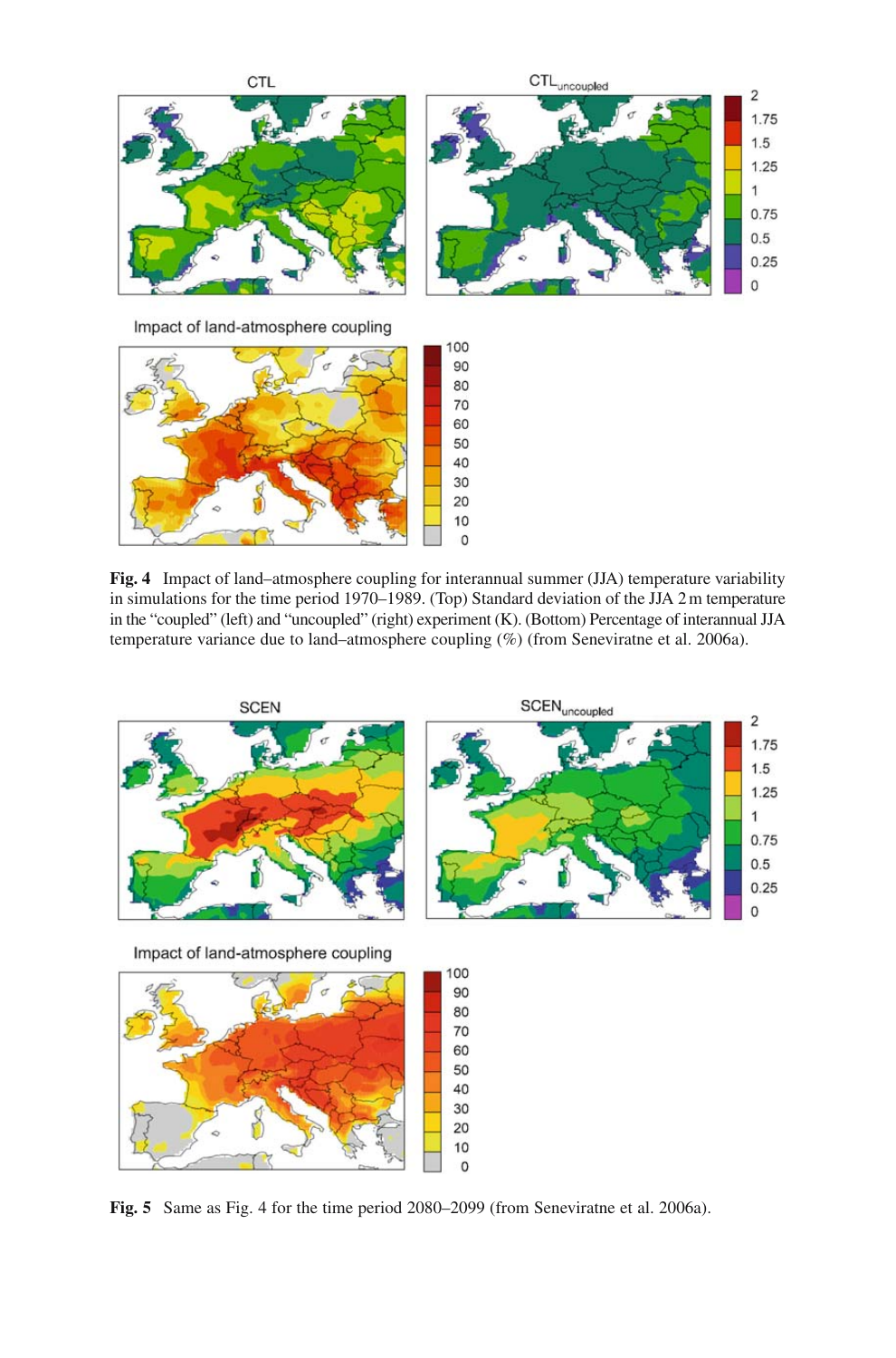**Fig. 4** Impact of land–atmosphere coupling for interannual summer (JJA) temperature variability in simulations for the time period 1970–1989. (Top) Standard deviation of the JJA 2 m temperature in the "coupled" (left) and "uncoupled" (right) experiment (K). (Bottom) Percentage of interannual JJA temperature variance due to land–atmosphere coupling (%) (from Seneviratne et al. 2006a).

**Fig. 5** Same as Fig. 4 for the time period 2080–2099 (from Seneviratne et al. 2006a).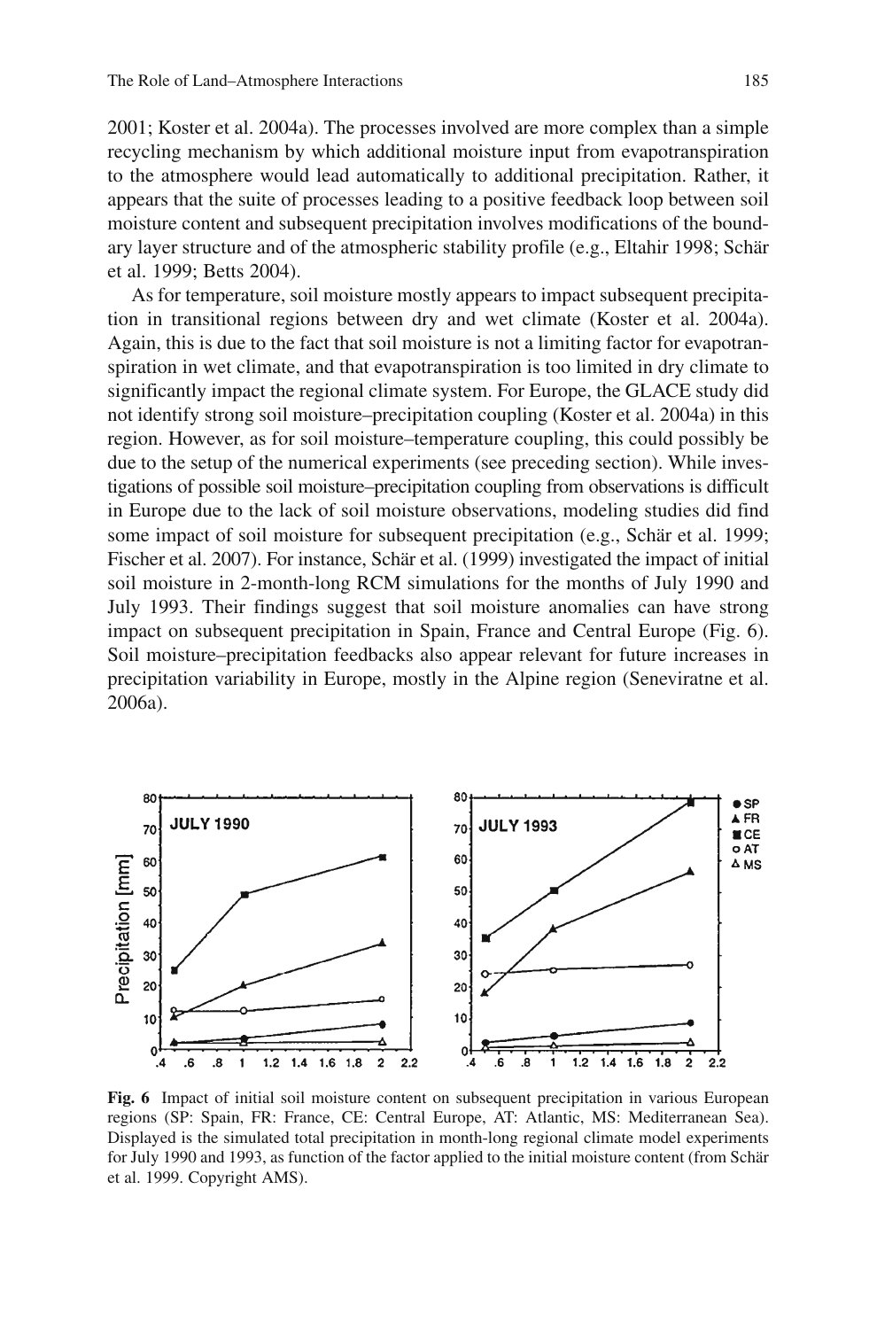2001; Koster et al. 2004a). The processes involved are more complex than a simple recycling mechanism by which additional moisture input from evapotranspiration to the atmosphere would lead automatically to additional precipitation. Rather, it appears that the suite of processes leading to a positive feedback loop between soil moisture content and subsequent precipitation involves modifications of the boundary layer structure and of the atmospheric stability profile (e.g., Eltahir 1998; Schär et al. 1999; Betts 2004).

As for temperature, soil moisture mostly appears to impact subsequent precipitation in transitional regions between dry and wet climate (Koster et al. 2004a). Again, this is due to the fact that soil moisture is not a limiting factor for evapotranspiration in wet climate, and that evapotranspiration is too limited in dry climate to significantly impact the regional climate system. For Europe, the GLACE study did not identify strong soil moisture–precipitation coupling (Koster et al. 2004a) in this region. However, as for soil moisture–temperature coupling, this could possibly be due to the setup of the numerical experiments (see preceding section). While investigations of possible soil moisture–precipitation coupling from observations is difficult in Europe due to the lack of soil moisture observations, modeling studies did find some impact of soil moisture for subsequent precipitation (e.g., Schär et al. 1999; Fischer et al. 2007). For instance, Schär et al. (1999) investigated the impact of initial soil moisture in 2-month-long RCM simulations for the months of July 1990 and July 1993. Their findings suggest that soil moisture anomalies can have strong impact on subsequent precipitation in Spain, France and Central Europe (Fig. 6). Soil moisture–precipitation feedbacks also appear relevant for future increases in precipitation variability in Europe, mostly in the Alpine region (Seneviratne et al. 2006a).

**Fig. 6** Impact of initial soil moisture content on subsequent precipitation in various European regions (SP: Spain, FR: France, CE: Central Europe, AT: Atlantic, MS: Mediterranean Sea). Displayed is the simulated total precipitation in month-long regional climate model experiments for July 1990 and 1993, as function of the factor applied to the initial moisture content (from Schär et al. 1999. Copyright AMS).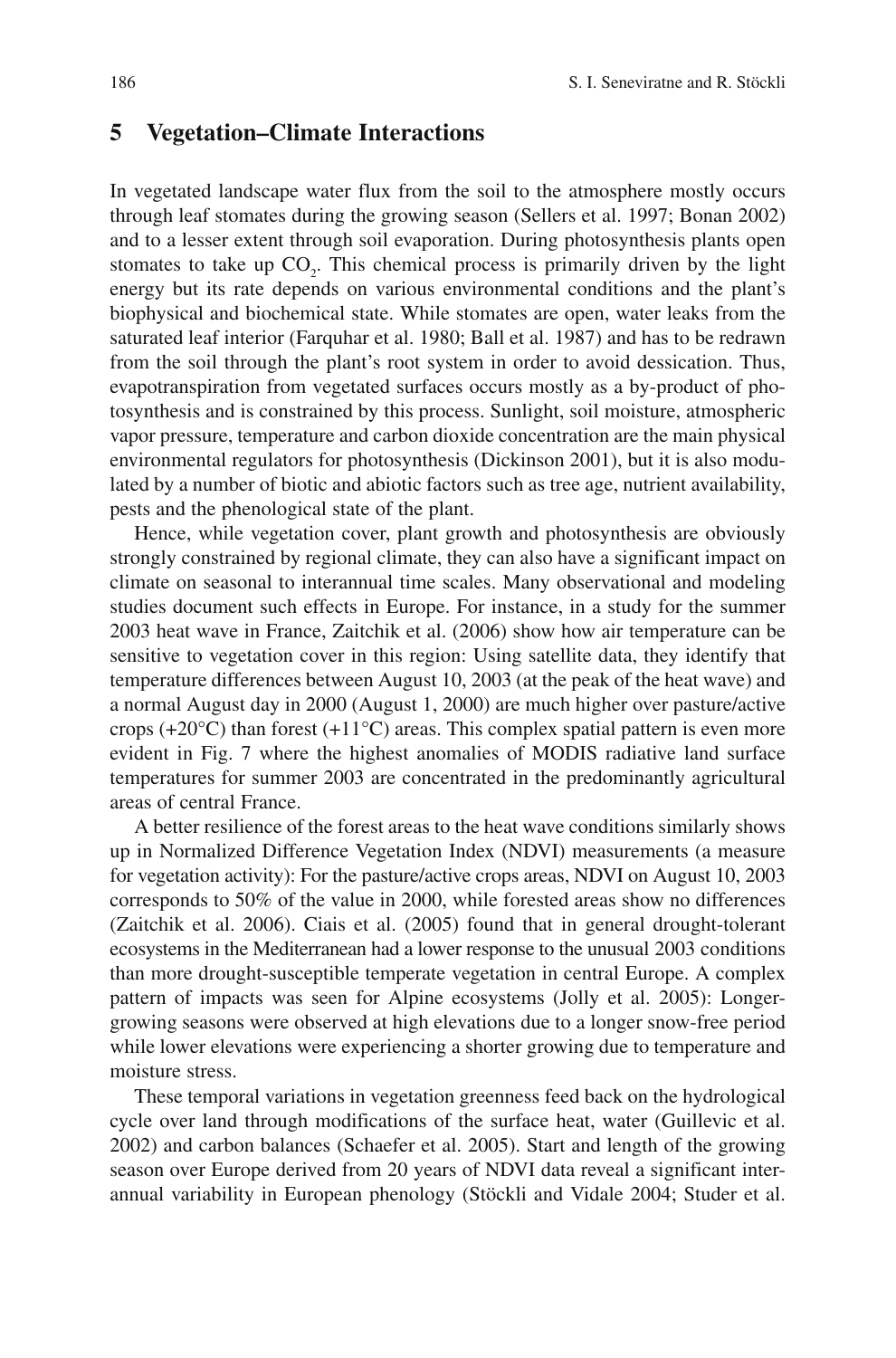## 5 Vegetation–Climate Interactions

In vegetated landscape water flux from the soil to the atmosphere mostly occurs through leaf stomates during the growing season (Sellers et al. 1997; Bonan 2002) and to a lesser extent through soil evaporation. During photosynthesis plants open stomates to take up $CO_2$. This chemical process is primarily driven by the light energy but its rate depends on various environmental conditions and the plant's biophysical and biochemical state. While stomates are open, water leaks from the saturated leaf interior (Farquhar et al. 1980; Ball et al. 1987) and has to be redrawn from the soil through the plant's root system in order to avoid dessication. Thus, evapotranspiration from vegetated surfaces occurs mostly as a by-product of photosynthesis and is constrained by this process. Sunlight, soil moisture, atmospheric vapor pressure, temperature and carbon dioxide concentration are the main physical environmental regulators for photosynthesis (Dickinson 2001), but it is also modulated by a number of biotic and abiotic factors such as tree age, nutrient availability, pests and the phenological state of the plant.

Hence, while vegetation cover, plant growth and photosynthesis are obviously strongly constrained by regional climate, they can also have a significant impact on climate on seasonal to interannual time scales. Many observational and modeling studies document such effects in Europe. For instance, in a study for the summer 2003 heat wave in France, Zaitchik et al. (2006) show how air temperature can be sensitive to vegetation cover in this region: Using satellite data, they identify that temperature differences between August 10, 2003 (at the peak of the heat wave) and a normal August day in 2000 (August 1, 2000) are much higher over pasture/active crops (+20°C) than forest (+11°C) areas. This complex spatial pattern is even more evident in Fig. 7 where the highest anomalies of MODIS radiative land surface temperatures for summer 2003 are concentrated in the predominantly agricultural areas of central France.

A better resilience of the forest areas to the heat wave conditions similarly shows up in Normalized Difference Vegetation Index (NDVI) measurements (a measure for vegetation activity): For the pasture/active crops areas, NDVI on August 10, 2003 corresponds to 50% of the value in 2000, while forested areas show no differences (Zaitchik et al. 2006). Ciais et al. (2005) found that in general drought-tolerant ecosystems in the Mediterranean had a lower response to the unusual 2003 conditions than more drought-susceptible temperate vegetation in central Europe. A complex pattern of impacts was seen for Alpine ecosystems (Jolly et al. 2005): Longer-growing seasons were observed at high elevations due to a longer snow-free period while lower elevations were experiencing a shorter growing due to temperature and moisture stress.

These temporal variations in vegetation greenness feed back on the hydrological cycle over land through modifications of the surface heat, water (Guillevic et al. 2002) and carbon balances (Schaefer et al. 2005). Start and length of the growing season over Europe derived from 20 years of NDVI data reveal a significant interannual variability in European phenology (Stöckli and Vidale 2004; Studer et al.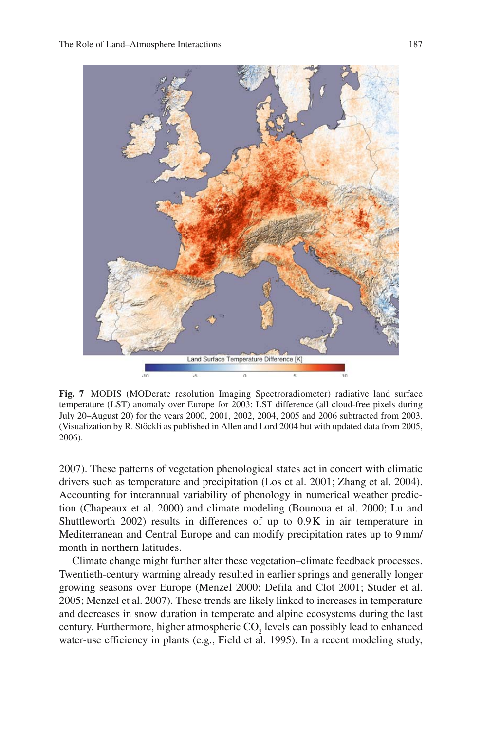**Fig. 7** MODIS (MODerate resolution Imaging Spectroradiometer) radiative land surface temperature (LST) anomaly over Europe for 2003: LST difference (all cloud-free pixels during July 20–August 20) for the years 2000, 2001, 2002, 2004, 2005 and 2006 subtracted from 2003. (Visualization by R. Stöckli as published in Allen and Lord 2004 but with updated data from 2005, 2006).

2007). These patterns of vegetation phenological states act in concert with climatic drivers such as temperature and precipitation (Los et al. 2001; Zhang et al. 2004). Accounting for interannual variability of phenology in numerical weather prediction (Chapeaux et al. 2000) and climate modeling (Bounoua et al. 2000; Lu and Shuttleworth 2002) results in differences of up to 0.9 K in air temperature in Mediterranean and Central Europe and can modify precipitation rates up to 9 mm/month in northern latitudes.

Climate change might further alter these vegetation–climate feedback processes. Twentieth-century warming already resulted in earlier springs and generally longer growing seasons over Europe (Menzel 2000; Defila and Clot 2001; Studer et al. 2005; Menzel et al. 2007). These trends are likely linked to increases in temperature and decreases in snow duration in temperate and alpine ecosystems during the last century. Furthermore, higher atmospheric $CO_2$ levels can possibly lead to enhanced water-use efficiency in plants (e.g., Field et al. 1995). In a recent modeling study,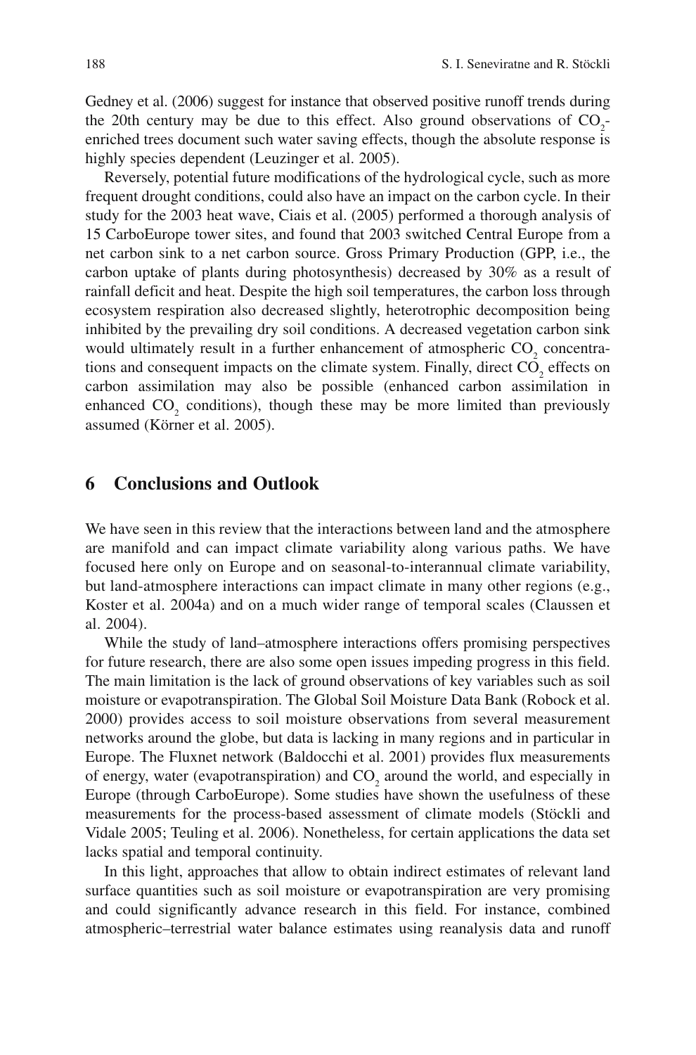Gedney et al. (2006) suggest for instance that observed positive runoff trends during the 20th century may be due to this effect. Also ground observations of $CO_2$-enriched trees document such water saving effects, though the absolute response is highly species dependent (Leuzinger et al. 2005).

Reversely, potential future modifications of the hydrological cycle, such as more frequent drought conditions, could also have an impact on the carbon cycle. In their study for the 2003 heat wave, Ciais et al. (2005) performed a thorough analysis of 15 CarboEurope tower sites, and found that 2003 switched Central Europe from a net carbon sink to a net carbon source. Gross Primary Production (GPP, i.e., the carbon uptake of plants during photosynthesis) decreased by 30% as a result of rainfall deficit and heat. Despite the high soil temperatures, the carbon loss through ecosystem respiration also decreased slightly, heterotrophic decomposition being inhibited by the prevailing dry soil conditions. A decreased vegetation carbon sink would ultimately result in a further enhancement of atmospheric $CO_2$ concentrations and consequent impacts on the climate system. Finally, direct $CO_2$ effects on carbon assimilation may also be possible (enhanced carbon assimilation in enhanced $CO_2$ conditions), though these may be more limited than previously assumed (Körner et al. 2005).

## 6 Conclusions and Outlook

We have seen in this review that the interactions between land and the atmosphere are manifold and can impact climate variability along various paths. We have focused here only on Europe and on seasonal-to-interannual climate variability, but land-atmosphere interactions can impact climate in many other regions (e.g., Koster et al. 2004a) and on a much wider range of temporal scales (Claussen et al. 2004).

While the study of land–atmosphere interactions offers promising perspectives for future research, there are also some open issues impeding progress in this field. The main limitation is the lack of ground observations of key variables such as soil moisture or evapotranspiration. The Global Soil Moisture Data Bank (Robock et al. 2000) provides access to soil moisture observations from several measurement networks around the globe, but data is lacking in many regions and in particular in Europe. The Fluxnet network (Baldocchi et al. 2001) provides flux measurements of energy, water (evapotranspiration) and $CO_2$ around the world, and especially in Europe (through CarboEurope). Some studies have shown the usefulness of these measurements for the process-based assessment of climate models (Stöckli and Vidale 2005; Teuling et al. 2006). Nonetheless, for certain applications the data set lacks spatial and temporal continuity.

In this light, approaches that allow to obtain indirect estimates of relevant land surface quantities such as soil moisture or evapotranspiration are very promising and could significantly advance research in this field. For instance, combined atmospheric–terrestrial water balance estimates using reanalysis data and runoff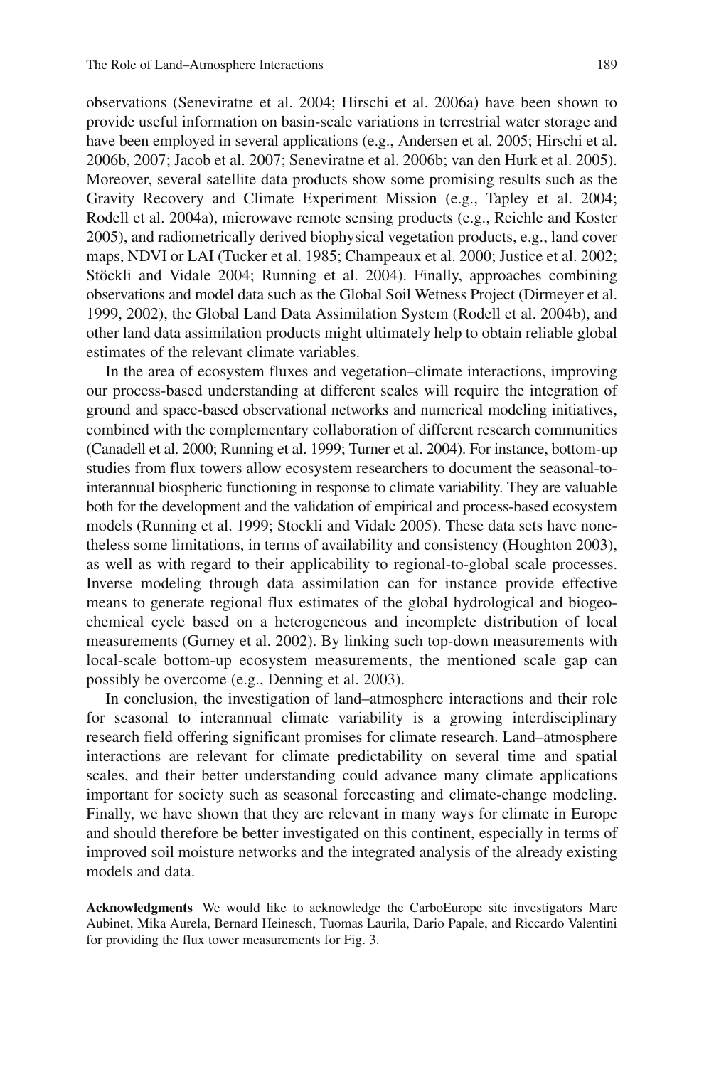observations (Seneviratne et al. 2004; Hirschi et al. 2006a) have been shown to provide useful information on basin-scale variations in terrestrial water storage and have been employed in several applications (e.g., Andersen et al. 2005; Hirschi et al. 2006b, 2007; Jacob et al. 2007; Seneviratne et al. 2006b; van den Hurk et al. 2005). Moreover, several satellite data products show some promising results such as the Gravity Recovery and Climate Experiment Mission (e.g., Tapley et al. 2004; Rodell et al. 2004a), microwave remote sensing products (e.g., Reichle and Koster 2005), and radiometrically derived biophysical vegetation products, e.g., land cover maps, NDVI or LAI (Tucker et al. 1985; Champeaux et al. 2000; Justice et al. 2002; Stöckli and Vidale 2004; Running et al. 2004). Finally, approaches combining observations and model data such as the Global Soil Wetness Project (Dirmeyer et al. 1999, 2002), the Global Land Data Assimilation System (Rodell et al. 2004b), and other land data assimilation products might ultimately help to obtain reliable global estimates of the relevant climate variables.

In the area of ecosystem fluxes and vegetation–climate interactions, improving our process-based understanding at different scales will require the integration of ground and space-based observational networks and numerical modeling initiatives, combined with the complementary collaboration of different research communities (Canadell et al. 2000; Running et al. 1999; Turner et al. 2004). For instance, bottom-up studies from flux towers allow ecosystem researchers to document the seasonal-to-interannual biospheric functioning in response to climate variability. They are valuable both for the development and the validation of empirical and process-based ecosystem models (Running et al. 1999; Stockli and Vidale 2005). These data sets have nonetheless some limitations, in terms of availability and consistency (Houghton 2003), as well as with regard to their applicability to regional-to-global scale processes. Inverse modeling through data assimilation can for instance provide effective means to generate regional flux estimates of the global hydrological and biogeochemical cycle based on a heterogeneous and incomplete distribution of local measurements (Gurney et al. 2002). By linking such top-down measurements with local-scale bottom-up ecosystem measurements, the mentioned scale gap can possibly be overcome (e.g., Denning et al. 2003).

In conclusion, the investigation of land–atmosphere interactions and their role for seasonal to interannual climate variability is a growing interdisciplinary research field offering significant promises for climate research. Land–atmosphere interactions are relevant for climate predictability on several time and spatial scales, and their better understanding could advance many climate applications important for society such as seasonal forecasting and climate-change modeling. Finally, we have shown that they are relevant in many ways for climate in Europe and should therefore be better investigated on this continent, especially in terms of improved soil moisture networks and the integrated analysis of the already existing models and data.

**Acknowledgments** We would like to acknowledge the CarboEurope site investigators Marc Aubinet, Mika Aurela, Bernard Heinesch, Tuomas Laurila, Dario Papale, and Riccardo Valentini for providing the flux tower measurements for Fig. 3.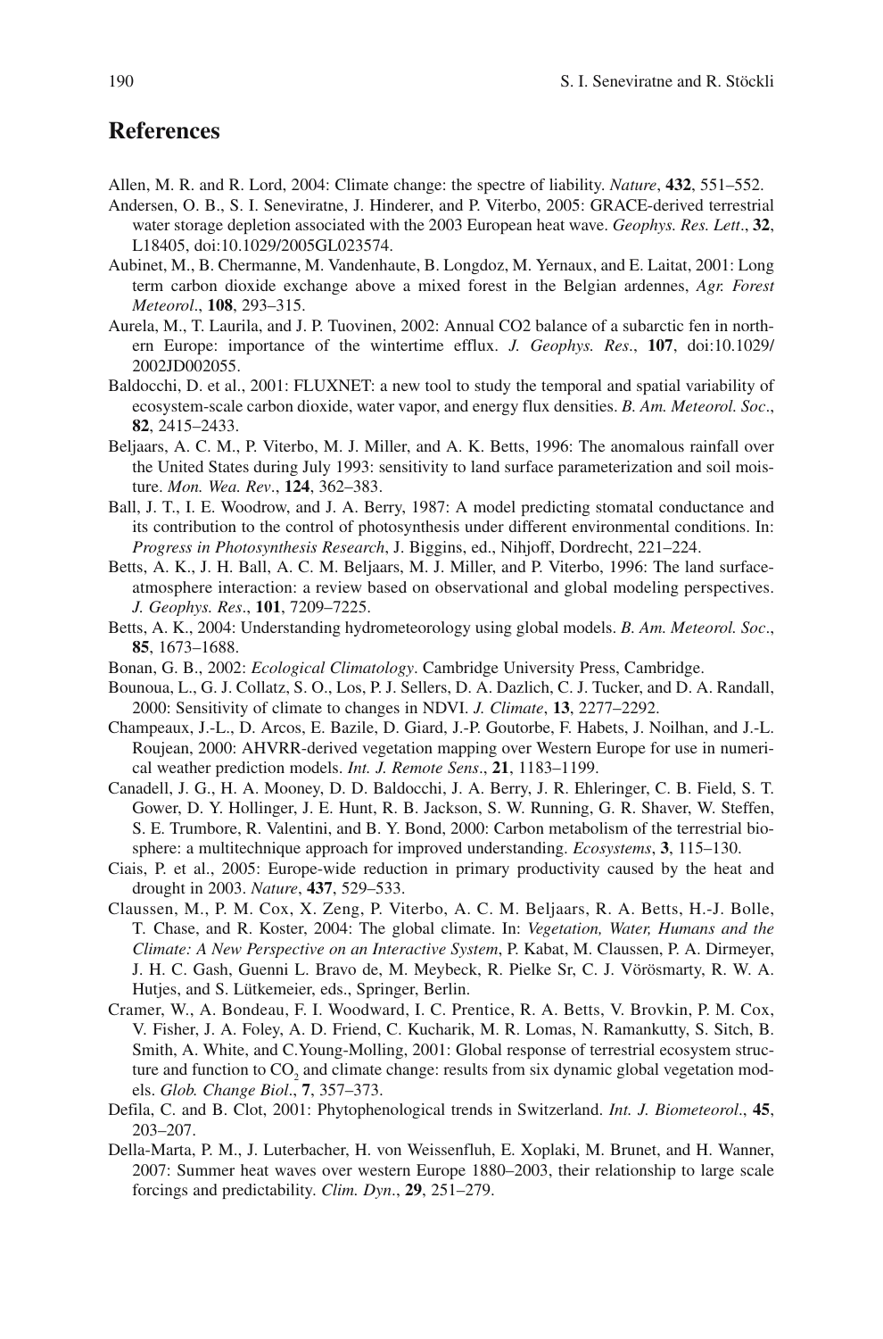## References

Allen, M. R. and R. Lord, 2004: Climate change: the spectre of liability. *Nature*, **432**, 551–552.

Andersen, O. B., S. I. Seneviratne, J. Hinderer, and P. Viterbo, 2005: GRACE-derived terrestrial water storage depletion associated with the 2003 European heat wave. *Geophys. Res. Lett*., **32**, L18405, doi:10.1029/2005GL023574.

Aubinet, M., B. Chermanne, M. Vandenhaute, B. Longdoz, M. Yernaux, and E. Laitat, 2001: Long term carbon dioxide exchange above a mixed forest in the Belgian ardennes, *Agr. Forest Meteorol*., **108**, 293–315.

Aurela, M., T. Laurila, and J. P. Tuovinen, 2002: Annual CO2 balance of a subarctic fen in northern Europe: importance of the wintertime efflux. *J. Geophys. Res*., **107**, doi:10.1029/2002JD002055.

Baldocchi, D. et al., 2001: FLUXNET: a new tool to study the temporal and spatial variability of ecosystem-scale carbon dioxide, water vapor, and energy flux densities. *B. Am. Meteorol. Soc*., **82**, 2415–2433.

Beljaars, A. C. M., P. Viterbo, M. J. Miller, and A. K. Betts, 1996: The anomalous rainfall over the United States during July 1993: sensitivity to land surface parameterization and soil moisture. *Mon. Wea. Rev*., **124**, 362–383.

Ball, J. T., I. E. Woodrow, and J. A. Berry, 1987: A model predicting stomatal conductance and its contribution to the control of photosynthesis under different environmental conditions. In: *Progress in Photosynthesis Research*, J. Biggins, ed., Nihjoff, Dordrecht, 221–224.

Betts, A. K., J. H. Ball, A. C. M. Beljaars, M. J. Miller, and P. Viterbo, 1996: The land surface-atmosphere interaction: a review based on observational and global modeling perspectives. *J. Geophys. Res*., **101**, 7209–7225.

Betts, A. K., 2004: Understanding hydrometeorology using global models. *B. Am. Meteorol. Soc*., **85**, 1673–1688.

Bonan, G. B., 2002: *Ecological Climatology*. Cambridge University Press, Cambridge.

Bounoua, L., G. J. Collatz, S. O., Los, P. J. Sellers, D. A. Dazlich, C. J. Tucker, and D. A. Randall, 2000: Sensitivity of climate to changes in NDVI. *J. Climate*, **13**, 2277–2292.

Champeaux, J.-L., D. Arcos, E. Bazile, D. Giard, J.-P. Goutorbe, F. Habets, J. Noilhan, and J.-L. Roujean, 2000: AHVRR-derived vegetation mapping over Western Europe for use in numerical weather prediction models. *Int. J. Remote Sens*., **21**, 1183–1199.

Canadell, J. G., H. A. Mooney, D. D. Baldocchi, J. A. Berry, J. R. Ehleringer, C. B. Field, S. T. Gower, D. Y. Hollinger, J. E. Hunt, R. B. Jackson, S. W. Running, G. R. Shaver, W. Steffen, S. E. Trumbore, R. Valentini, and B. Y. Bond, 2000: Carbon metabolism of the terrestrial biosphere: a multitechnique approach for improved understanding. *Ecosystems*, **3**, 115–130.

Ciais, P. et al., 2005: Europe-wide reduction in primary productivity caused by the heat and drought in 2003. *Nature*, **437**, 529–533.

Claussen, M., P. M. Cox, X. Zeng, P. Viterbo, A. C. M. Beljaars, R. A. Betts, H.-J. Bolle, T. Chase, and R. Koster, 2004: The global climate. In: *Vegetation, Water, Humans and the Climate: A New Perspective on an Interactive System*, P. Kabat, M. Claussen, P. A. Dirmeyer, J. H. C. Gash, Guenni L. Bravo de, M. Meybeck, R. Pielke Sr, C. J. Vörösmarty, R. W. A. Hutjes, and S. Lütkemeier, eds., Springer, Berlin.

Cramer, W., A. Bondeau, F. I. Woodward, I. C. Prentice, R. A. Betts, V. Brovkin, P. M. Cox, V. Fisher, J. A. Foley, A. D. Friend, C. Kucharik, M. R. Lomas, N. Ramankutty, S. Sitch, B. Smith, A. White, and C.Young-Molling, 2001: Global response of terrestrial ecosystem structure and function to $CO_2$ and climate change: results from six dynamic global vegetation models. *Glob. Change Biol*., **7**, 357–373.

Defila, C. and B. Clot, 2001: Phytophenological trends in Switzerland. *Int. J. Biometeorol*., **45**, 203–207.

Della-Marta, P. M., J. Luterbacher, H. von Weissenfluh, E. Xoplaki, M. Brunet, and H. Wanner, 2007: Summer heat waves over western Europe 1880–2003, their relationship to large scale forcings and predictability. *Clim. Dyn*., **29**, 251–279.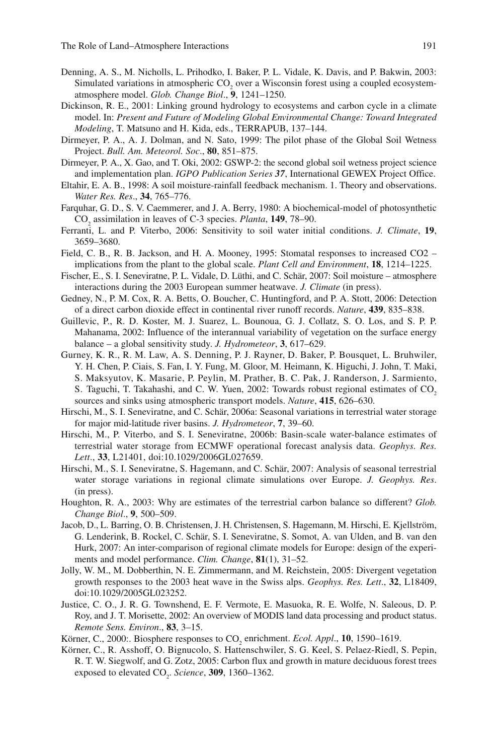Denning, A. S., M. Nicholls, L. Prihodko, I. Baker, P. L. Vidale, K. Davis, and P. Bakwin, 2003: Simulated variations in atmospheric $CO_2$ over a Wisconsin forest using a coupled ecosystem-atmosphere model. *Glob. Change Biol*., **9**, 1241–1250.

Dickinson, R. E., 2001: Linking ground hydrology to ecosystems and carbon cycle in a climate model. In: *Present and Future of Modeling Global Environmental Change: Toward Integrated Modeling*, T. Matsuno and H. Kida, eds., TERRAPUB, 137–144.

Dirmeyer, P. A., A. J. Dolman, and N. Sato, 1999: The pilot phase of the Global Soil Wetness Project. *Bull. Am. Meteorol. Soc*., **80**, 851–875.

Dirmeyer, P. A., X. Gao, and T. Oki, 2002: GSWP-2: the second global soil wetness project science and implementation plan. *IGPO Publication Series* ***37***, International GEWEX Project Office.

Eltahir, E. A. B., 1998: A soil moisture-rainfall feedback mechanism. 1. Theory and observations. *Water Res. Res*., **34**, 765–776.

Farquhar, G. D., S. V. Caemmerer, and J. A. Berry, 1980: A biochemical-model of photosynthetic $CO_2$ assimilation in leaves of C-3 species. *Planta*, **149**, 78–90.

Ferranti, L. and P. Viterbo, 2006: Sensitivity to soil water initial conditions. *J. Climate*, **19**, 3659–3680.

Field, C. B., R. B. Jackson, and H. A. Mooney, 1995: Stomatal responses to increased CO2 – implications from the plant to the global scale. *Plant Cell and Environment*, **18**, 1214–1225.

Fischer, E., S. I. Seneviratne, P. L. Vidale, D. Lüthi, and C. Schär, 2007: Soil moisture – atmosphere interactions during the 2003 European summer heatwave. *J. Climate* (in press).

Gedney, N., P. M. Cox, R. A. Betts, O. Boucher, C. Huntingford, and P. A. Stott, 2006: Detection of a direct carbon dioxide effect in continental river runoff records. *Nature*, **439**, 835–838.

Guillevic, P., R. D. Koster, M. J. Suarez, L. Bounoua, G. J. Collatz, S. O. Los, and S. P. P. Mahanama, 2002: Influence of the interannual variability of vegetation on the surface energy balance – a global sensitivity study. *J. Hydrometeor*, **3**, 617–629.

Gurney, K. R., R. M. Law, A. S. Denning, P. J. Rayner, D. Baker, P. Bousquet, L. Bruhwiler, Y. H. Chen, P. Ciais, S. Fan, I. Y. Fung, M. Gloor, M. Heimann, K. Higuchi, J. John, T. Maki, S. Maksyutov, K. Masarie, P. Peylin, M. Prather, B. C. Pak, J. Randerson, J. Sarmiento, S. Taguchi, T. Takahashi, and C. W. Yuen, 2002: Towards robust regional estimates of $CO_2$ sources and sinks using atmospheric transport models. *Nature*, **415**, 626–630.

Hirschi, M., S. I. Seneviratne, and C. Schär, 2006a: Seasonal variations in terrestrial water storage for major mid-latitude river basins. *J. Hydrometeor*, **7**, 39–60.

Hirschi, M., P. Viterbo, and S. I. Seneviratne, 2006b: Basin-scale water-balance estimates of terrestrial water storage from ECMWF operational forecast analysis data. *Geophys. Res. Lett*., **33**, L21401, doi:10.1029/2006GL027659.

Hirschi, M., S. I. Seneviratne, S. Hagemann, and C. Schär, 2007: Analysis of seasonal terrestrial water storage variations in regional climate simulations over Europe. *J. Geophys. Res*. (in press).

Houghton, R. A., 2003: Why are estimates of the terrestrial carbon balance so different? *Glob. Change Biol*., **9**, 500–509.

Jacob, D., L. Barring, O. B. Christensen, J. H. Christensen, S. Hagemann, M. Hirschi, E. Kjellström, G. Lenderink, B. Rockel, C. Schär, S. I. Seneviratne, S. Somot, A. van Ulden, and B. van den Hurk, 2007: An inter-comparison of regional climate models for Europe: design of the experiments and model performance. *Clim. Change*, **81**(1), 31–52.

Jolly, W. M., M. Dobberthin, N. E. Zimmermann, and M. Reichstein, 2005: Divergent vegetation growth responses to the 2003 heat wave in the Swiss alps. *Geophys. Res. Lett*., **32**, L18409, doi:10.1029/2005GL023252.

Justice, C. O., J. R. G. Townshend, E. F. Vermote, E. Masuoka, R. E. Wolfe, N. Saleous, D. P. Roy, and J. T. Morisette, 2002: An overview of MODIS land data processing and product status. *Remote Sens. Environ*., **83**, 3–15.

Körner, C., 2000:. Biosphere responses to $CO_2$ enrichment. *Ecol. Appl*., **10**, 1590–1619.

Körner, C., R. Asshoff, O. Bignucolo, S. Hattenschwiler, S. G. Keel, S. Pelaez-Riedl, S. Pepin, R. T. W. Siegwolf, and G. Zotz, 2005: Carbon flux and growth in mature deciduous forest trees exposed to elevated $CO_2$. *Science*, **309**, 1360–1362.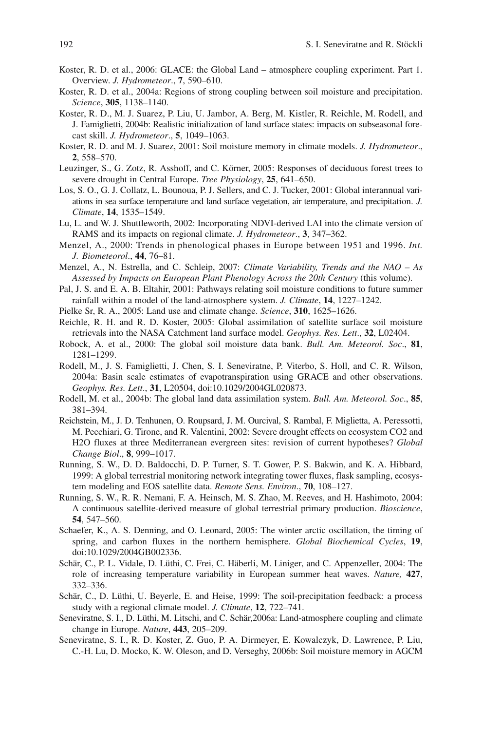Koster, R. D. et al., 2006: GLACE: the Global Land – atmosphere coupling experiment. Part 1. Overview. *J. Hydrometeor*., **7**, 590–610.

Koster, R. D. et al., 2004a: Regions of strong coupling between soil moisture and precipitation. *Science*, **305**, 1138–1140.

Koster, R. D., M. J. Suarez, P. Liu, U. Jambor, A. Berg, M. Kistler, R. Reichle, M. Rodell, and J. Famiglietti, 2004b: Realistic initialization of land surface states: impacts on subseasonal forecast skill. *J. Hydrometeor*., **5**, 1049–1063.

Koster, R. D. and M. J. Suarez, 2001: Soil moisture memory in climate models. *J. Hydrometeor*., **2**, 558–570.

Leuzinger, S., G. Zotz, R. Asshoff, and C. Körner, 2005: Responses of deciduous forest trees to severe drought in Central Europe. *Tree Physiology*, **25**, 641–650.

Los, S. O., G. J. Collatz, L. Bounoua, P. J. Sellers, and C. J. Tucker, 2001: Global interannual variations in sea surface temperature and land surface vegetation, air temperature, and precipitation. *J. Climate*, **14**, 1535–1549.

Lu, L. and W. J. Shuttleworth, 2002: Incorporating NDVI-derived LAI into the climate version of RAMS and its impacts on regional climate. *J. Hydrometeor*., **3**, 347–362.

Menzel, A., 2000: Trends in phenological phases in Europe between 1951 and 1996. *Int. J. Biometeorol*., **44**, 76–81.

Menzel, A., N. Estrella, and C. Schleip, 2007: *Climate Variability, Trends and the NAO – As Assessed by Impacts on European Plant Phenology Across the 20th Century* (this volume).

Pal, J. S. and E. A. B. Eltahir, 2001: Pathways relating soil moisture conditions to future summer rainfall within a model of the land-atmosphere system. *J. Climate*, **14**, 1227–1242.

Pielke Sr, R. A., 2005: Land use and climate change. *Science*, **310**, 1625–1626.

Reichle, R. H. and R. D. Koster, 2005: Global assimilation of satellite surface soil moisture retrievals into the NASA Catchment land surface model. *Geophys. Res. Lett*., **32**, L02404.

Robock, A. et al., 2000: The global soil moisture data bank. *Bull. Am. Meteorol. Soc*., **81**, 1281–1299.

Rodell, M., J. S. Famiglietti, J. Chen, S. I. Seneviratne, P. Viterbo, S. Holl, and C. R. Wilson, 2004a: Basin scale estimates of evapotranspiration using GRACE and other observations. *Geophys. Res. Lett*., **31**, L20504, doi:10.1029/2004GL020873.

Rodell, M. et al., 2004b: The global land data assimilation system. *Bull. Am. Meteorol. Soc*., **85**, 381–394.

Reichstein, M., J. D. Tenhunen, O. Roupsard, J. M. Ourcival, S. Rambal, F. Miglietta, A. Peressotti, M. Pecchiari, G. Tirone, and R. Valentini, 2002: Severe drought effects on ecosystem CO2 and H2O fluxes at three Mediterranean evergreen sites: revision of current hypotheses? *Global Change Biol*., **8**, 999–1017.

Running, S. W., D. D. Baldocchi, D. P. Turner, S. T. Gower, P. S. Bakwin, and K. A. Hibbard, 1999: A global terrestrial monitoring network integrating tower fluxes, flask sampling, ecosystem modeling and EOS satellite data. *Remote Sens. Environ*., **70**, 108–127.

Running, S. W., R. R. Nemani, F. A. Heinsch, M. S. Zhao, M. Reeves, and H. Hashimoto, 2004: A continuous satellite-derived measure of global terrestrial primary production. *Bioscience*, **54**, 547–560.

Schaefer, K., A. S. Denning, and O. Leonard, 2005: The winter arctic oscillation, the timing of spring, and carbon fluxes in the northern hemisphere. *Global Biochemical Cycles*, **19**, doi:10.1029/2004GB002336.

Schär, C., P. L. Vidale, D. Lüthi, C. Frei, C. Häberli, M. Liniger, and C. Appenzeller, 2004: The role of increasing temperature variability in European summer heat waves. *Nature,* **427**, 332–336.

Schär, C., D. Lüthi, U. Beyerle, E. and Heise, 1999: The soil-precipitation feedback: a process study with a regional climate model. *J. Climate*, **12**, 722–741.

Seneviratne, S. I., D. Lüthi, M. Litschi, and C. Schär,2006a: Land-atmosphere coupling and climate change in Europe. *Nature*, **443**, 205–209.

Seneviratne, S. I., R. D. Koster, Z. Guo, P. A. Dirmeyer, E. Kowalczyk, D. Lawrence, P. Liu, C.-H. Lu, D. Mocko, K. W. Oleson, and D. Verseghy, 2006b: Soil moisture memory in AGCM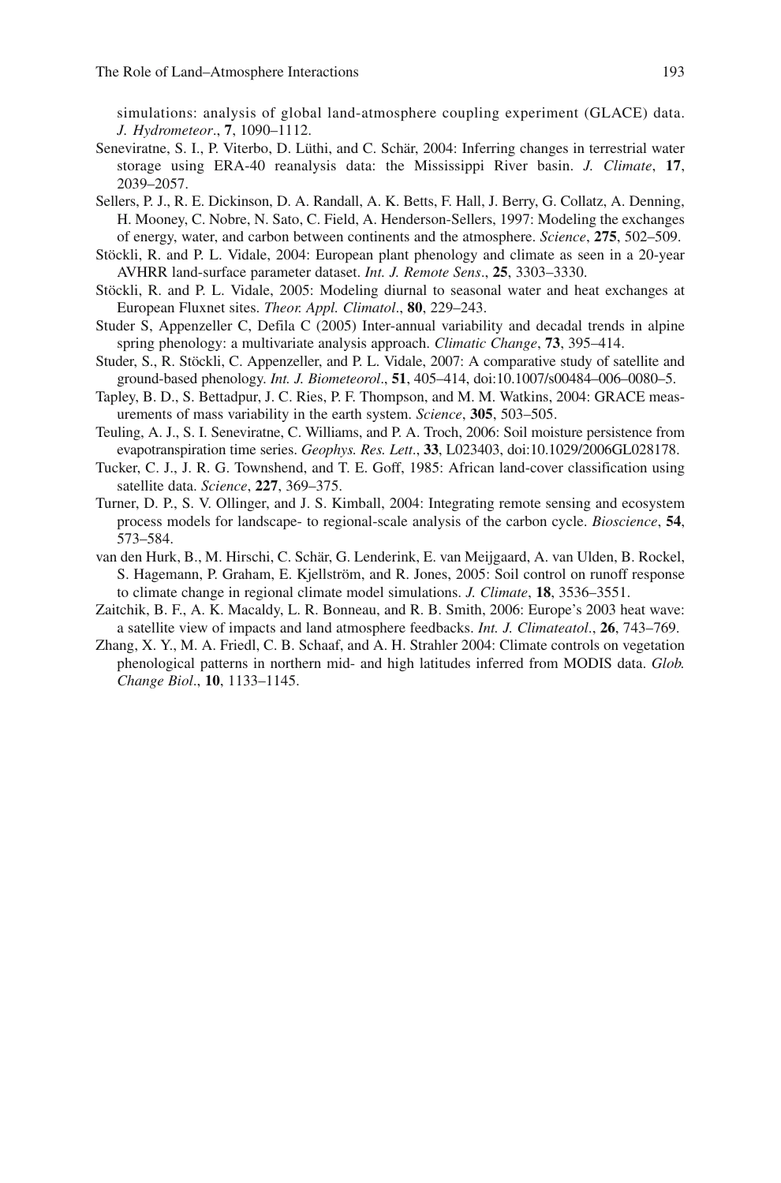simulations: analysis of global land-atmosphere coupling experiment (GLACE) data. *J. Hydrometeor.*, **7**, 1090–1112.

Seneviratne, S. I., P. Viterbo, D. Lüthi, and C. Schär, 2004: Inferring changes in terrestrial water storage using ERA-40 reanalysis data: the Mississippi River basin. *J. Climate*, **17**, 2039–2057.

Sellers, P. J., R. E. Dickinson, D. A. Randall, A. K. Betts, F. Hall, J. Berry, G. Collatz, A. Denning, H. Mooney, C. Nobre, N. Sato, C. Field, A. Henderson-Sellers, 1997: Modeling the exchanges of energy, water, and carbon between continents and the atmosphere. *Science*, **275**, 502–509.

Stöckli, R. and P. L. Vidale, 2004: European plant phenology and climate as seen in a 20-year AVHRR land-surface parameter dataset. *Int. J. Remote Sens.*, **25**, 3303–3330.

Stöckli, R. and P. L. Vidale, 2005: Modeling diurnal to seasonal water and heat exchanges at European Fluxnet sites. *Theor. Appl. Climatol.*, **80**, 229–243.

Studer S, Appenzeller C, Defila C (2005) Inter-annual variability and decadal trends in alpine spring phenology: a multivariate analysis approach. *Climatic Change*, **73**, 395–414.

Studer, S., R. Stöckli, C. Appenzeller, and P. L. Vidale, 2007: A comparative study of satellite and ground-based phenology. *Int. J. Biometeorol.*, **51**, 405–414, doi:10.1007/s00484–006–0080–5.

Tapley, B. D., S. Bettadpur, J. C. Ries, P. F. Thompson, and M. M. Watkins, 2004: GRACE measurements of mass variability in the earth system. *Science*, **305**, 503–505.

Teuling, A. J., S. I. Seneviratne, C. Williams, and P. A. Troch, 2006: Soil moisture persistence from evapotranspiration time series. *Geophys. Res. Lett.*, **33**, L023403, doi:10.1029/2006GL028178.

Tucker, C. J., J. R. G. Townshend, and T. E. Goff, 1985: African land-cover classification using satellite data. *Science*, **227**, 369–375.

Turner, D. P., S. V. Ollinger, and J. S. Kimball, 2004: Integrating remote sensing and ecosystem process models for landscape- to regional-scale analysis of the carbon cycle. *Bioscience*, **54**, 573–584.

van den Hurk, B., M. Hirschi, C. Schär, G. Lenderink, E. van Meijgaard, A. van Ulden, B. Rockel, S. Hagemann, P. Graham, E. Kjellström, and R. Jones, 2005: Soil control on runoff response to climate change in regional climate model simulations. *J. Climate*, **18**, 3536–3551.

Zaitchik, B. F., A. K. Macaldy, L. R. Bonneau, and R. B. Smith, 2006: Europe's 2003 heat wave: a satellite view of impacts and land atmosphere feedbacks. *Int. J. Climateatol.*, **26**, 743–769.

Zhang, X. Y., M. A. Friedl, C. B. Schaaf, and A. H. Strahler 2004: Climate controls on vegetation phenological patterns in northern mid- and high latitudes inferred from MODIS data. *Glob. Change Biol.*, **10**, 1133–1145.